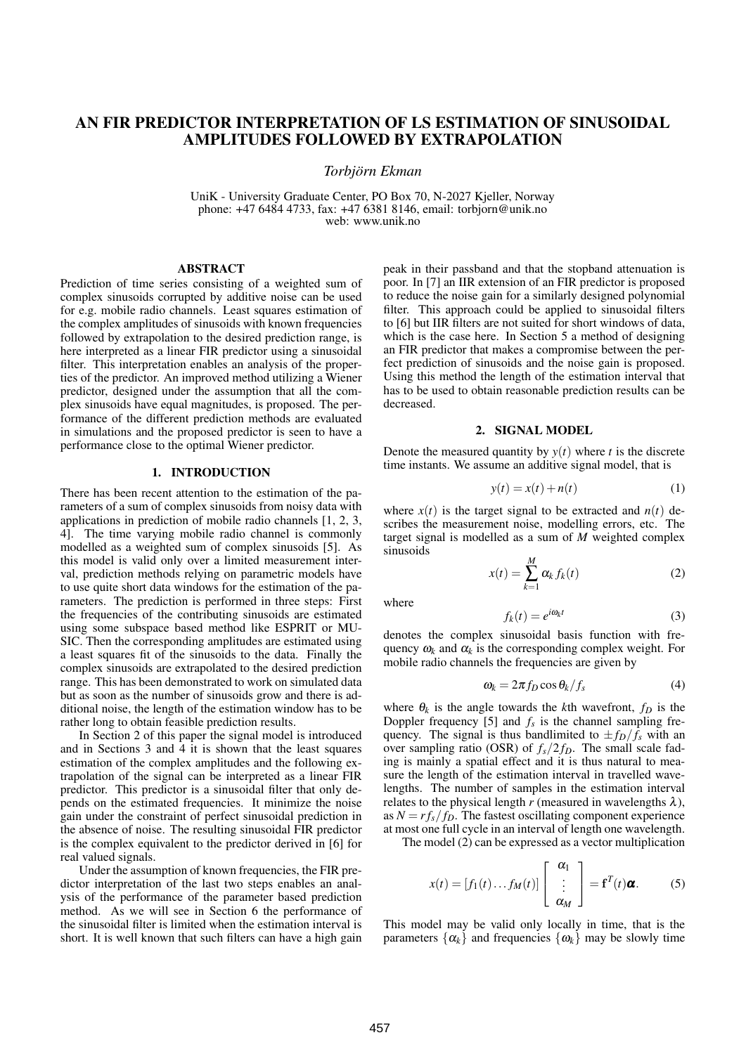# AN FIR PREDICTOR INTERPRETATION OF LS ESTIMATION OF SINUSOIDAL AMPLITUDES FOLLOWED BY EXTRAPOLATION

*Torbjörn Ekman*

UniK - University Graduate Center, PO Box 70, N-2027 Kjeller, Norway
phone: +47 6484 4733, fax: +47 6381 8146, email: torbjorn@unik.no
web: www.unik.no

## ABSTRACT

Prediction of time series consisting of a weighted sum of complex sinusoids corrupted by additive noise can be used for e.g. mobile radio channels. Least squares estimation of the complex amplitudes of sinusoids with known frequencies followed by extrapolation to the desired prediction range, is here interpreted as a linear FIR predictor using a sinusoidal filter. This interpretation enables an analysis of the properties of the predictor. An improved method utilizing a Wiener predictor, designed under the assumption that all the complex sinusoids have equal magnitudes, is proposed. The performance of the different prediction methods are evaluated in simulations and the proposed predictor is seen to have a performance close to the optimal Wiener predictor.

## 1. INTRODUCTION

There has been recent attention to the estimation of the parameters of a sum of complex sinusoids from noisy data with applications in prediction of mobile radio channels [1, 2, 3, 4]. The time varying mobile radio channel is commonly modelled as a weighted sum of complex sinusoids [5]. As this model is valid only over a limited measurement interval, prediction methods relying on parametric models have to use quite short data windows for the estimation of the parameters. The prediction is performed in three steps: First the frequencies of the contributing sinusoids are estimated using some subspace based method like ESPRIT or MUSIC. Then the corresponding amplitudes are estimated using a least squares fit of the sinusoids to the data. Finally the complex sinusoids are extrapolated to the desired prediction range. This has been demonstrated to work on simulated data but as soon as the number of sinusoids grow and there is additional noise, the length of the estimation window has to be rather long to obtain feasible prediction results.

In Section 2 of this paper the signal model is introduced and in Sections 3 and 4 it is shown that the least squares estimation of the complex amplitudes and the following extrapolation of the signal can be interpreted as a linear FIR predictor. This predictor is a sinusoidal filter that only depends on the estimated frequencies. It minimize the noise gain under the constraint of perfect sinusoidal prediction in the absence of noise. The resulting sinusoidal FIR predictor is the complex equivalent to the predictor derived in [6] for real valued signals.

Under the assumption of known frequencies, the FIR predictor interpretation of the last two steps enables an analysis of the performance of the parameter based prediction method. As we will see in Section 6 the performance of the sinusoidal filter is limited when the estimation interval is short. It is well known that such filters can have a high gain peak in their passband and that the stopband attenuation is poor. In [7] an IIR extension of an FIR predictor is proposed to reduce the noise gain for a similarly designed polynomial filter. This approach could be applied to sinusoidal filters to [6] but IIR filters are not suited for short windows of data, which is the case here. In Section 5 a method of designing an FIR predictor that makes a compromise between the perfect prediction of sinusoids and the noise gain is proposed. Using this method the length of the estimation interval that has to be used to obtain reasonable prediction results can be decreased.

## 2. SIGNAL MODEL

Denote the measured quantity by $y(t)$ where $t$ is the discrete time instants. We assume an additive signal model, that is

$$y(t) = x(t) + n(t) \tag{1}$$

where $x(t)$ is the target signal to be extracted and $n(t)$ describes the measurement noise, modelling errors, etc. The target signal is modelled as a sum of $M$ weighted complex sinusoids

$$x(t) = \sum_{k=1}^{M} \alpha_k f_k(t) \tag{2}$$

where

$$f_k(t) = e^{i\omega_k t} \tag{3}$$

denotes the complex sinusoidal basis function with frequency $\omega_k$ and $\alpha_k$ is the corresponding complex weight. For mobile radio channels the frequencies are given by

$$\omega_k = 2\pi f_D \cos\theta_k / f_s \tag{4}$$

where $\theta_k$ is the angle towards the $k$th wavefront, $f_D$ is the Doppler frequency [5] and $f_s$ is the channel sampling frequency. The signal is thus bandlimited to $\pm f_D/f_s$ with an over sampling ratio (OSR) of $f_s/2f_D$. The small scale fading is mainly a spatial effect and it is thus natural to measure the length of the estimation interval in travelled wavelengths. The number of samples in the estimation interval relates to the physical length $r$ (measured in wavelengths $\lambda$), as $N = rf_s/f_D$. The fastest oscillating component experience at most one full cycle in an interval of length one wavelength.

The model (2) can be expressed as a vector multiplication

$$x(t) = [f_1(t) \dots f_M(t)] \begin{bmatrix} \alpha_1 \\ \vdots \\ \alpha_M \end{bmatrix} = \mathbf{f}^T(t)\boldsymbol{\alpha}. \tag{5}$$

This model may be valid only locally in time, that is the parameters $\{\alpha_k\}$ and frequencies $\{\omega_k\}$ may be slowly time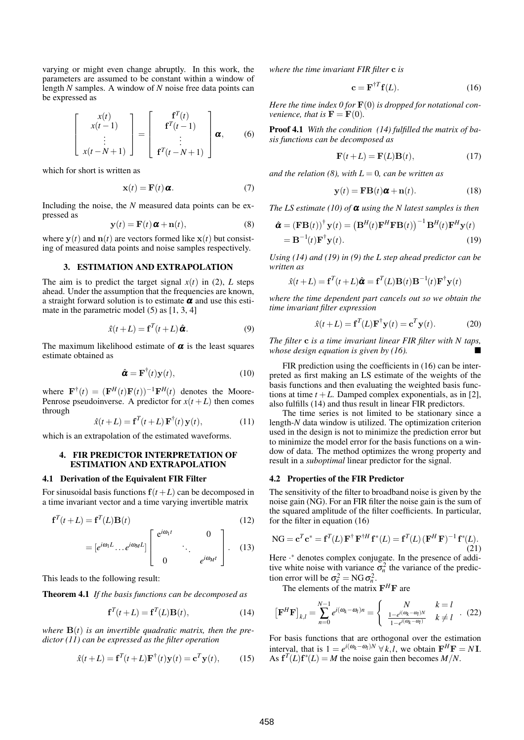varying or might even change abruptly. In this work, the parameters are assumed to be constant within a window of length $N$ samples. A window of $N$ noise free data points can be expressed as

$$\begin{bmatrix} x(t) \\ x(t-1) \\ \vdots \\ x(t-N+1) \end{bmatrix} = \begin{bmatrix} \mathbf{f}^T(t) \\ \mathbf{f}^T(t-1) \\ \vdots \\ \mathbf{f}^T(t-N+1) \end{bmatrix} \boldsymbol{\alpha}, \tag{6}$$

which for short is written as

$$\mathbf{x}(t) = \mathbf{F}(t)\boldsymbol{\alpha}. \tag{7}$$

Including the noise, the $N$ measured data points can be expressed as

$$\mathbf{y}(t) = \mathbf{F}(t)\boldsymbol{\alpha} + \mathbf{n}(t), \tag{8}$$

where $\mathbf{y}(t)$ and $\mathbf{n}(t)$ are vectors formed like $\mathbf{x}(t)$ but consisting of measured data points and noise samples respectively.

## 3. ESTIMATION AND EXTRAPOLATION

The aim is to predict the target signal $x(t)$ in (2), $L$ steps ahead. Under the assumption that the frequencies are known, a straight forward solution is to estimate $\boldsymbol{\alpha}$ and use this estimate in the parametric model (5) as [1, 3, 4]

$$\hat{x}(t+L) = \mathbf{f}^T(t+L)\hat{\boldsymbol{\alpha}}. \tag{9}$$

The maximum likelihood estimate of $\boldsymbol{\alpha}$ is the least squares estimate obtained as

$$\hat{\boldsymbol{\alpha}} = \mathbf{F}^{\dagger}(t)\mathbf{y}(t), \tag{10}$$

where $\mathbf{F}^{\dagger}(t) = (\mathbf{F}^H(t)\mathbf{F}(t))^{-1}\mathbf{F}^H(t)$ denotes the Moore-Penrose pseudoinverse. A predictor for $x(t+L)$ then comes through

$$\hat{x}(t+L) = \mathbf{f}^T(t+L)\,\mathbf{F}^{\dagger}(t)\,\mathbf{y}(t), \tag{11}$$

which is an extrapolation of the estimated waveforms.

## 4. FIR PREDICTOR INTERPRETATION OF ESTIMATION AND EXTRAPOLATION

### 4.1 Derivation of the Equivalent FIR Filter

For sinusoidal basis functions $\mathbf{f}(t+L)$ can be decomposed in a time invariant vector and a time varying invertible matrix

$$\mathbf{f}^T(t+L) = \mathbf{f}^T(L)\mathbf{B}(t) \tag{12}$$

$$= [e^{i\omega_1 L} \dots e^{i\omega_M L}] \begin{bmatrix} e^{i\omega_1 t} & & 0 \\ & \ddots & \\ 0 & & e^{i\omega_M t} \end{bmatrix}. \tag{13}$$

This leads to the following result:

**Theorem 4.1** *If the basis functions can be decomposed as*

$$\mathbf{f}^T(t+L) = \mathbf{f}^T(L)\mathbf{B}(t), \tag{14}$$

*where $\mathbf{B}(t)$ is an invertible quadratic matrix, then the predictor (11) can be expressed as the filter operation*

$$\hat{x}(t+L) = \mathbf{f}^T(t+L)\mathbf{F}^{\dagger}(t)\mathbf{y}(t) = \mathbf{c}^T\mathbf{y}(t), \tag{15}$$

*where the time invariant FIR filter $\mathbf{c}$ is*

$$\mathbf{c} = \mathbf{F}^{\dagger T}\mathbf{f}(L). \tag{16}$$

*Here the time index 0 for $\mathbf{F}(0)$ is dropped for notational convenience, that is $\mathbf{F} = \mathbf{F}(0)$.*

**Proof 4.1** *With the condition (14) fulfilled the matrix of basis functions can be decomposed as*

$$\mathbf{F}(t+L) = \mathbf{F}(L)\mathbf{B}(t), \tag{17}$$

*and the relation (8), with $L = 0$, can be written as*

$$\mathbf{y}(t) = \mathbf{F}\mathbf{B}(t)\boldsymbol{\alpha} + \mathbf{n}(t). \tag{18}$$

*The LS estimate (10) of $\boldsymbol{\alpha}$ using the N latest samples is then*

$$\hat{\boldsymbol{\alpha}} = (\mathbf{F}\mathbf{B}(t))^{\dagger}\mathbf{y}(t) = \left(\mathbf{B}^H(t)\mathbf{F}^H\mathbf{F}\mathbf{B}(t)\right)^{-1}\mathbf{B}^H(t)\mathbf{F}^H\mathbf{y}(t)$$
$$= \mathbf{B}^{-1}(t)\mathbf{F}^{\dagger}\mathbf{y}(t). \tag{19}$$

*Using (14) and (19) in (9) the L step ahead predictor can be written as*

$$\hat{x}(t+L) = \mathbf{f}^T(t+L)\hat{\boldsymbol{\alpha}} = \mathbf{f}^T(L)\mathbf{B}(t)\mathbf{B}^{-1}(t)\mathbf{F}^{\dagger}\mathbf{y}(t)$$

*where the time dependent part cancels out so we obtain the time invariant filter expression*

$$\hat{x}(t+L) = \mathbf{f}^T(L)\mathbf{F}^{\dagger}\mathbf{y}(t) = \mathbf{c}^T\mathbf{y}(t). \tag{20}$$

*The filter $\mathbf{c}$ is a time invariant linear FIR filter with N taps, whose design equation is given by (16).* ■

FIR prediction using the coefficients in (16) can be interpreted as first making an LS estimate of the weights of the basis functions and then evaluating the weighted basis functions at time $t+L$. Damped complex exponentials, as in [2], also fulfills (14) and thus result in linear FIR predictors.

The time series is not limited to be stationary since a length-$N$ data window is utilized. The optimization criterion used in the design is not to minimize the prediction error but to minimize the model error for the basis functions on a window of data. The method optimizes the wrong property and result in a *suboptimal* linear predictor for the signal.

### 4.2 Properties of the FIR Predictor

The sensitivity of the filter to broadband noise is given by the noise gain (NG). For an FIR filter the noise gain is the sum of the squared amplitude of the filter coefficients. In particular, for the filter in equation (16)

$$\mathrm{NG} = \mathbf{c}^T\mathbf{c}^* = \mathbf{f}^T(L)\mathbf{F}^{\dagger}\mathbf{F}^{\dagger H}\mathbf{f}^*(L) = \mathbf{f}^T(L)\left(\mathbf{F}^H\mathbf{F}\right)^{-1}\mathbf{f}^*(L). \tag{21}$$

Here $\cdot^*$ denotes complex conjugate. In the presence of additive white noise with variance $\sigma_n^2$ the variance of the prediction error will be $\sigma_\varepsilon^2 = \mathrm{NG}\,\sigma_n^2$.

The elements of the matrix $\mathbf{F}^H\mathbf{F}$ are

$$\left[\mathbf{F}^H\mathbf{F}\right]_{k,l} = \sum_{n=0}^{N-1} e^{i(\omega_k-\omega_l)n} = \begin{cases} N & k=l \\ \frac{1-e^{i(\omega_k-\omega_l)N}}{1-e^{i(\omega_k-\omega_l)}} & k \neq l \end{cases}. \tag{22}$$

For basis functions that are orthogonal over the estimation interval, that is $1 = e^{i(\omega_k-\omega_l)N}\ \forall\, k,l$, we obtain $\mathbf{F}^H\mathbf{F} = N\mathbf{I}$. As $\mathbf{f}^T(L)\mathbf{f}^*(L) = M$ the noise gain then becomes $M/N$.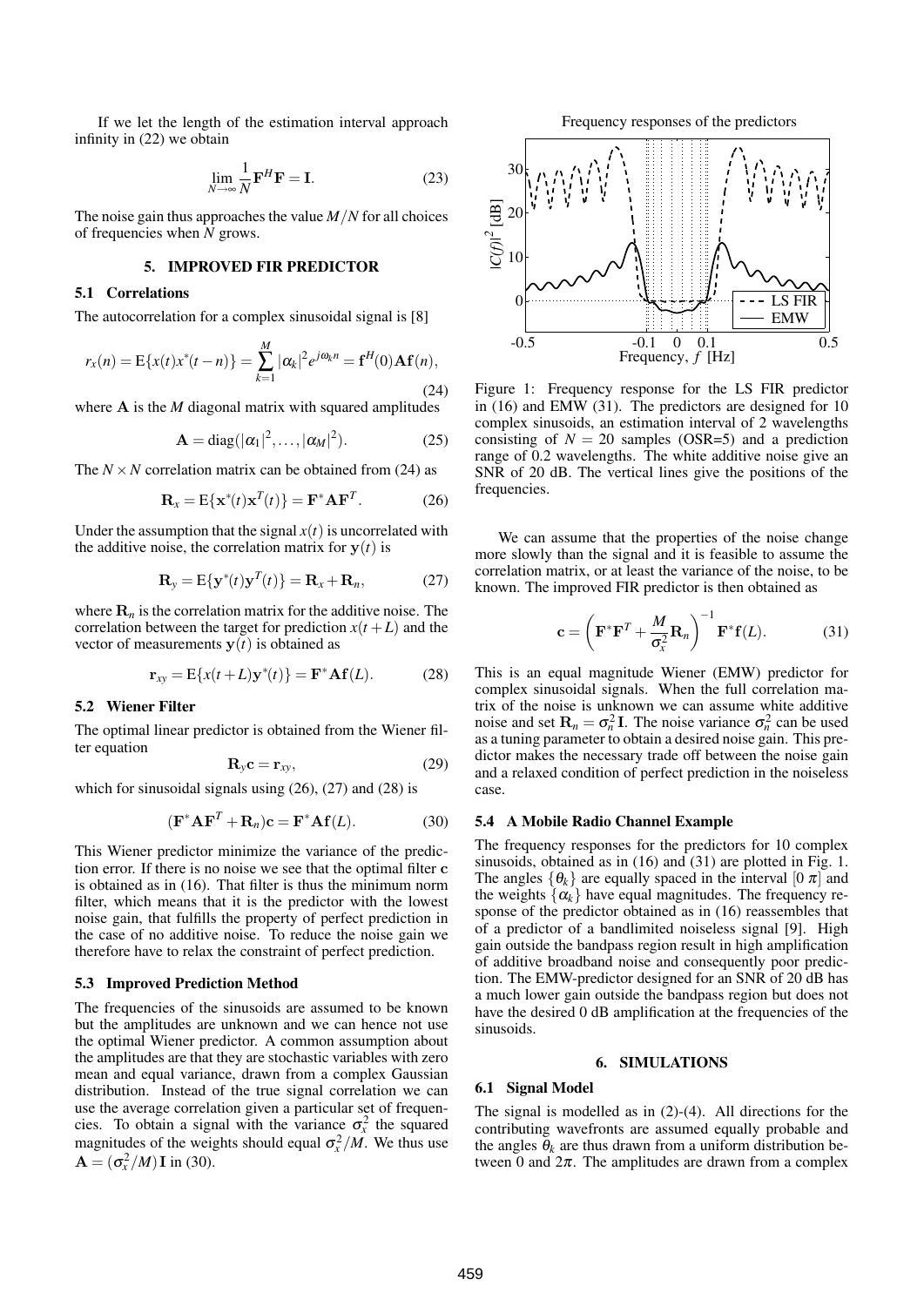If we let the length of the estimation interval approach infinity in (22) we obtain

$$\lim_{N\to\infty} \frac{1}{N}\mathbf{F}^H\mathbf{F} = \mathbf{I}. \tag{23}$$

The noise gain thus approaches the value $M/N$ for all choices of frequencies when $N$ grows.

## 5. IMPROVED FIR PREDICTOR

### 5.1 Correlations

The autocorrelation for a complex sinusoidal signal is [8]

$$r_x(n) = \mathrm{E}\{x(t)x^*(t-n)\} = \sum_{k=1}^{M} |\alpha_k|^2 e^{j\omega_k n} = \mathbf{f}^H(0)\mathbf{A}\mathbf{f}(n), \tag{24}$$

where $\mathbf{A}$ is the $M$ diagonal matrix with squared amplitudes

$$\mathbf{A} = \mathrm{diag}(|\alpha_1|^2, \ldots, |\alpha_M|^2). \tag{25}$$

The $N\times N$ correlation matrix can be obtained from (24) as

$$\mathbf{R}_x = \mathrm{E}\{\mathbf{x}^*(t)\mathbf{x}^T(t)\} = \mathbf{F}^*\mathbf{A}\mathbf{F}^T. \tag{26}$$

Under the assumption that the signal $x(t)$ is uncorrelated with the additive noise, the correlation matrix for $\mathbf{y}(t)$ is

$$\mathbf{R}_y = \mathrm{E}\{\mathbf{y}^*(t)\mathbf{y}^T(t)\} = \mathbf{R}_x + \mathbf{R}_n, \tag{27}$$

where $\mathbf{R}_n$ is the correlation matrix for the additive noise. The correlation between the target for prediction $x(t+L)$ and the vector of measurements $\mathbf{y}(t)$ is obtained as

$$\mathbf{r}_{xy} = \mathrm{E}\{x(t+L)\mathbf{y}^*(t)\} = \mathbf{F}^*\mathbf{A}\mathbf{f}(L). \tag{28}$$

### 5.2 Wiener Filter

The optimal linear predictor is obtained from the Wiener filter equation

$$\mathbf{R}_y\mathbf{c} = \mathbf{r}_{xy}, \tag{29}$$

which for sinusoidal signals using (26), (27) and (28) is

$$(\mathbf{F}^*\mathbf{A}\mathbf{F}^T + \mathbf{R}_n)\mathbf{c} = \mathbf{F}^*\mathbf{A}\mathbf{f}(L). \tag{30}$$

This Wiener predictor minimize the variance of the prediction error. If there is no noise we see that the optimal filter $\mathbf{c}$ is obtained as in (16). That filter is thus the minimum norm filter, which means that it is the predictor with the lowest noise gain, that fulfills the property of perfect prediction in the case of no additive noise. To reduce the noise gain we therefore have to relax the constraint of perfect prediction.

### 5.3 Improved Prediction Method

The frequencies of the sinusoids are assumed to be known but the amplitudes are unknown and we can hence not use the optimal Wiener predictor. A common assumption about the amplitudes are that they are stochastic variables with zero mean and equal variance, drawn from a complex Gaussian distribution. Instead of the true signal correlation we can use the average correlation given a particular set of frequencies. To obtain a signal with the variance $\sigma_x^2$ the squared magnitudes of the weights should equal $\sigma_x^2/M$. We thus use $\mathbf{A} = (\sigma_x^2/M)\mathbf{I}$ in (30).

Figure 1: Frequency response for the LS FIR predictor in (16) and EMW (31). The predictors are designed for 10 complex sinusoids, an estimation interval of 2 wavelengths consisting of $N = 20$ samples (OSR=5) and a prediction range of 0.2 wavelengths. The white additive noise give an SNR of 20 dB. The vertical lines give the positions of the frequencies.

We can assume that the properties of the noise change more slowly than the signal and it is feasible to assume the correlation matrix, or at least the variance of the noise, to be known. The improved FIR predictor is then obtained as

$$\mathbf{c} = \left(\mathbf{F}^*\mathbf{F}^T + \frac{M}{\sigma_x^2}\mathbf{R}_n\right)^{-1}\mathbf{F}^*\mathbf{f}(L). \tag{31}$$

This is an equal magnitude Wiener (EMW) predictor for complex sinusoidal signals. When the full correlation matrix of the noise is unknown we can assume white additive noise and set $\mathbf{R}_n = \sigma_n^2\mathbf{I}$. The noise variance $\sigma_n^2$ can be used as a tuning parameter to obtain a desired noise gain. This predictor makes the necessary trade off between the noise gain and a relaxed condition of perfect prediction in the noiseless case.

### 5.4 A Mobile Radio Channel Example

The frequency responses for the predictors for 10 complex sinusoids, obtained as in (16) and (31) are plotted in Fig. 1. The angles $\{\theta_k\}$ are equally spaced in the interval $[0\ \pi]$ and the weights $\{\alpha_k\}$ have equal magnitudes. The frequency response of the predictor obtained as in (16) reassembles that of a predictor of a bandlimited noiseless signal [9]. High gain outside the bandpass region result in high amplification of additive broadband noise and consequently poor prediction. The EMW-predictor designed for an SNR of 20 dB has a much lower gain outside the bandpass region but does not have the desired 0 dB amplification at the frequencies of the sinusoids.

## 6. SIMULATIONS

### 6.1 Signal Model

The signal is modelled as in (2)-(4). All directions for the contributing wavefronts are assumed equally probable and the angles $\theta_k$ are thus drawn from a uniform distribution between 0 and $2\pi$. The amplitudes are drawn from a complex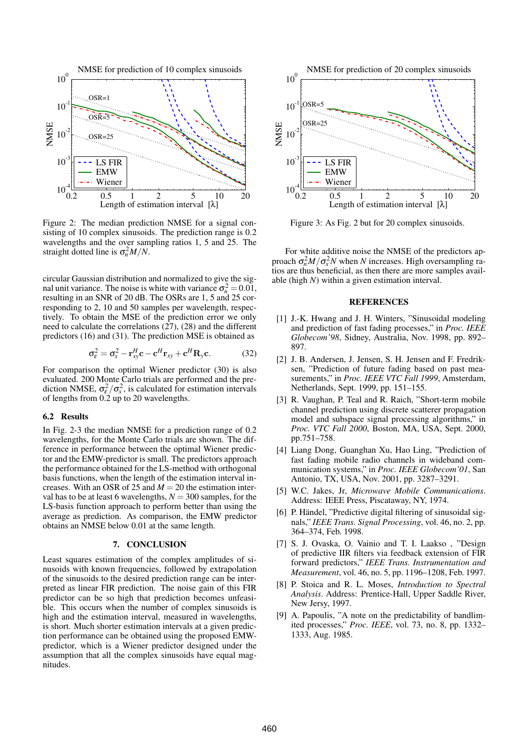NMSE for prediction of 10 complex sinusoids

NMSE

$10^0$ $10^{-1}$ $10^{-2}$ $10^{-3}$ $10^{-4}$

OSR=1

OSR=5

OSR=25

LS FIR

EMW

Wiener

0.2 0.5 1 2 5 10 20

Length of estimation interval [λ]

Figure 2: The median prediction NMSE for a signal consisting of 10 complex sinusoids. The prediction range is 0.2 wavelengths and the over sampling ratios 1, 5 and 25. The straight dotted line is $\sigma_n^2 M/N$.

NMSE for prediction of 20 complex sinusoids

NMSE

$10^0$ $10^{-1}$ $10^{-2}$ $10^{-3}$ $10^{-4}$

OSR=5

OSR=25

LS FIR

EMW

Wiener

0.2 0.5 1 2 5 10 20

Length of estimation interval [λ]

Figure 3: As Fig. 2 but for 20 complex sinusoids.

circular Gaussian distribution and normalized to give the signal unit variance. The noise is white with variance $\sigma_n^2 = 0.01$, resulting in an SNR of 20 dB. The OSRs are 1, 5 and 25 corresponding to 2, 10 and 50 samples per wavelength, respectively. To obtain the MSE of the prediction error we only need to calculate the correlations (27), (28) and the different predictors (16) and (31). The prediction MSE is obtained as

$$\sigma_\varepsilon^2 = \sigma_x^2 - \mathbf{r}_{xy}^H \mathbf{c} - \mathbf{c}^H \mathbf{r}_{xy} + \mathbf{c}^H \mathbf{R}_y \mathbf{c}. \tag{32}$$

For comparison the optimal Wiener predictor (30) is also evaluated. 200 Monte Carlo trials are performed and the prediction NMSE, $\sigma_\varepsilon^2/\sigma_x^2$, is calculated for estimation intervals of lengths from 0.2 up to 20 wavelengths.

### 6.2 Results

In Fig. 2-3 the median NMSE for a prediction range of 0.2 wavelengths, for the Monte Carlo trials are shown. The difference in performance between the optimal Wiener predictor and the EMW-predictor is small. The predictors approach the performance obtained for the LS-method with orthogonal basis functions, when the length of the estimation interval increases. With an OSR of 25 and $M = 20$ the estimation interval has to be at least 6 wavelengths, $N = 300$ samples, for the LS-basis function approach to perform better than using the average as prediction. As comparison, the EMW predictor obtains an NMSE below 0.01 at the same length.

## 7. CONCLUSION

Least squares estimation of the complex amplitudes of sinusoids with known frequencies, followed by extrapolation of the sinusoids to the desired prediction range can be interpreted as linear FIR prediction. The noise gain of this FIR predictor can be so high that prediction becomes unfeasible. This occurs when the number of complex sinusoids is high and the estimation interval, measured in wavelengths, is short. Much shorter estimation intervals at a given prediction performance can be obtained using the proposed EMW-predictor, which is a Wiener predictor designed under the assumption that all the complex sinusoids have equal magnitudes.

For white additive noise the NMSE of the predictors approach $\sigma_n^2 M/\sigma_x^2 N$ when $N$ increases. High oversampling ratios are thus beneficial, as then there are more samples available (high $N$) within a given estimation interval.

## REFERENCES

[1] J.-K. Hwang and J. H. Winters, "Sinusoidal modeling and prediction of fast fading processes," in *Proc. IEEE Globecom'98*, Sidney, Australia, Nov. 1998, pp. 892–897.

[2] J. B. Andersen, J. Jensen, S. H. Jensen and F. Fredriksen, "Prediction of future fading based on past measurements," in *Proc. IEEE VTC Fall 1999*, Amsterdam, Netherlands, Sept. 1999, pp. 151–155.

[3] R. Vaughan, P. Teal and R. Raich, "Short-term mobile channel prediction using discrete scatterer propagation model and subspace signal processing algorithms," in *Proc. VTC Fall 2000*, Boston, MA, USA, Sept. 2000, pp.751–758.

[4] Liang Dong, Guanghan Xu, Hao Ling, "Prediction of fast fading mobile radio channels in wideband communication systems," in *Proc. IEEE Globecom'01*, San Antonio, TX, USA, Nov. 2001, pp. 3287–3291.

[5] W.C. Jakes, Jr, *Microwave Mobile Communications*. Address: IEEE Press, Piscataway, NY, 1974.

[6] P. Händel, "Predictive digital filtering of sinusoidal signals," *IEEE Trans. Signal Processing*, vol. 46, no. 2, pp. 364–374, Feb. 1998.

[7] S. J. Ovaska, O. Vainio and T. I. Laakso , "Design of predictive IIR filters via feedback extension of FIR forward predictors," *IEEE Trans. Instrumentation and Measurement*, vol. 46, no. 5, pp. 1196–1208, Feb. 1997.

[8] P. Stoica and R. L. Moses, *Introduction to Spectral Analysis*. Address: Prentice-Hall, Upper Saddle River, New Jersy, 1997.

[9] A. Papoulis, "A note on the predictability of bandlimited processes," *Proc. IEEE*, vol. 73, no. 8, pp. 1332–1333, Aug. 1985.